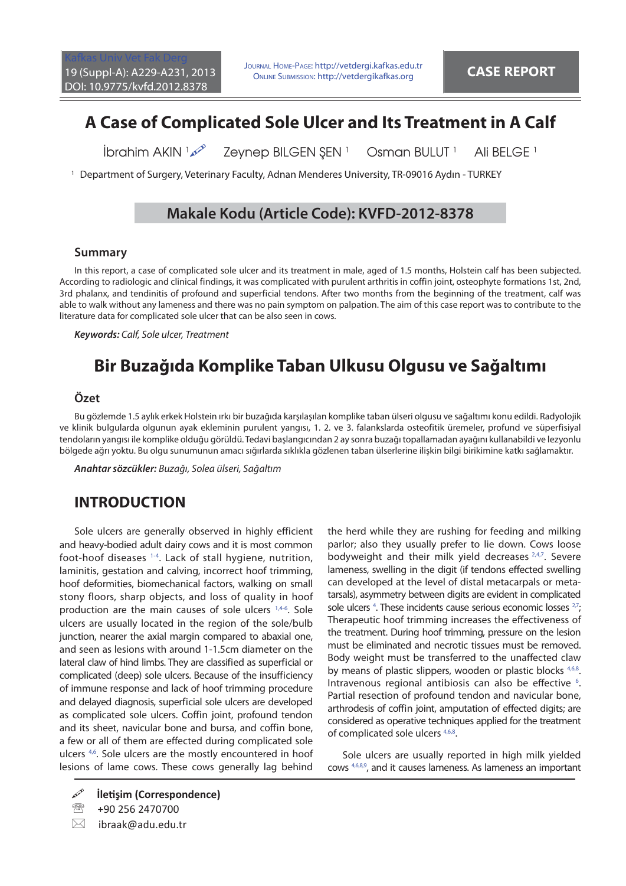# A Case of Complicated Sole Ulcer and Its Treatment in A Calf

İbrahim AKIN [1] Zeynep BILGEN ŞEN [1] Osman BULUT [1] Ali BELGE [1]

[1] Department of Surgery, Veterinary Faculty, Adnan Menderes University, TR-09016 Aydın - TURKEY

**Makale Kodu (Article Code): KVFD-2012-8378**

### Summary

In this report, a case of complicated sole ulcer and its treatment in male, aged of 1.5 months, Holstein calf has been subjected. According to radiologic and clinical findings, it was complicated with purulent arthritis in coffin joint, osteophyte formations 1st, 2nd, 3rd phalanx, and tendinitis of profound and superficial tendons. After two months from the beginning of the treatment, calf was able to walk without any lameness and there was no pain symptom on palpation. The aim of this case report was to contribute to the literature data for complicated sole ulcer that can be also seen in cows.

***Keywords:*** *Calf, Sole ulcer, Treatment*

# Bir Buzağıda Komplike Taban Ulkusu Olgusu ve Sağaltımı

### Özet

Bu gözlemde 1.5 aylık erkek Holstein ırkı bir buzağıda karşılaşılan komplike taban ülseri olgusu ve sağaltımı konu edildi. Radyolojik ve klinik bulgularda olgunun ayak ekleminin purulent yangısı, 1. 2. ve 3. falankslarda osteofitik üremeler, profund ve süperfisiyal tendoların yangısı ile komplike olduğu görüldü. Tedavi başlangıcından 2 ay sonra buzağı topallamadan ayağını kullanabildi ve lezyonlu bölgede ağrı yoktu. Bu olgu sunumunun amacı sığırlarda sıklıkla gözlenen taban ülserlerine ilişkin bilgi birikimine katkı sağlamaktır.

***Anahtar sözcükler:*** *Buzağı, Solea ülseri, Sağaltım*

## INTRODUCTION

Sole ulcers are generally observed in highly efficient and heavy-bodied adult dairy cows and it is most common foot-hoof diseases [1-4]. Lack of stall hygiene, nutrition, laminitis, gestation and calving, incorrect hoof trimming, hoof deformities, biomechanical factors, walking on small stony floors, sharp objects, and loss of quality in hoof production are the main causes of sole ulcers [1,4-6]. Sole ulcers are usually located in the region of the sole/bulb junction, nearer the axial margin compared to abaxial one, and seen as lesions with around 1-1.5cm diameter on the lateral claw of hind limbs. They are classified as superficial or complicated (deep) sole ulcers. Because of the insufficiency of immune response and lack of hoof trimming procedure and delayed diagnosis, superficial sole ulcers are developed as complicated sole ulcers. Coffin joint, profound tendon and its sheet, navicular bone and bursa, and coffin bone, a few or all of them are effected during complicated sole ulcers [4,6]. Sole ulcers are the mostly encountered in hoof lesions of lame cows. These cows generally lag behind the herd while they are rushing for feeding and milking parlor; also they usually prefer to lie down. Cows loose bodyweight and their milk yield decreases [2,4,7]. Severe lameness, swelling in the digit (if tendons effected swelling can developed at the level of distal metacarpals or metatarsals), asymmetry between digits are evident in complicated sole ulcers [4]. These incidents cause serious economic losses [2,7]; Therapeutic hoof trimming increases the effectiveness of the treatment. During hoof trimming, pressure on the lesion must be eliminated and necrotic tissues must be removed. Body weight must be transferred to the unaffected claw by means of plastic slippers, wooden or plastic blocks [4,6,8]. Intravenous regional antibiosis can also be effective [6]. Partial resection of profound tendon and navicular bone, arthrodesis of coffin joint, amputation of effected digits; are considered as operative techniques applied for the treatment of complicated sole ulcers [4,6,8].

Sole ulcers are usually reported in high milk yielded cows [4,6,8,9], and it causes lameness. As lameness an important

**İletişim (Correspondence)**

+90 256 2470700

ibraak@adu.edu.tr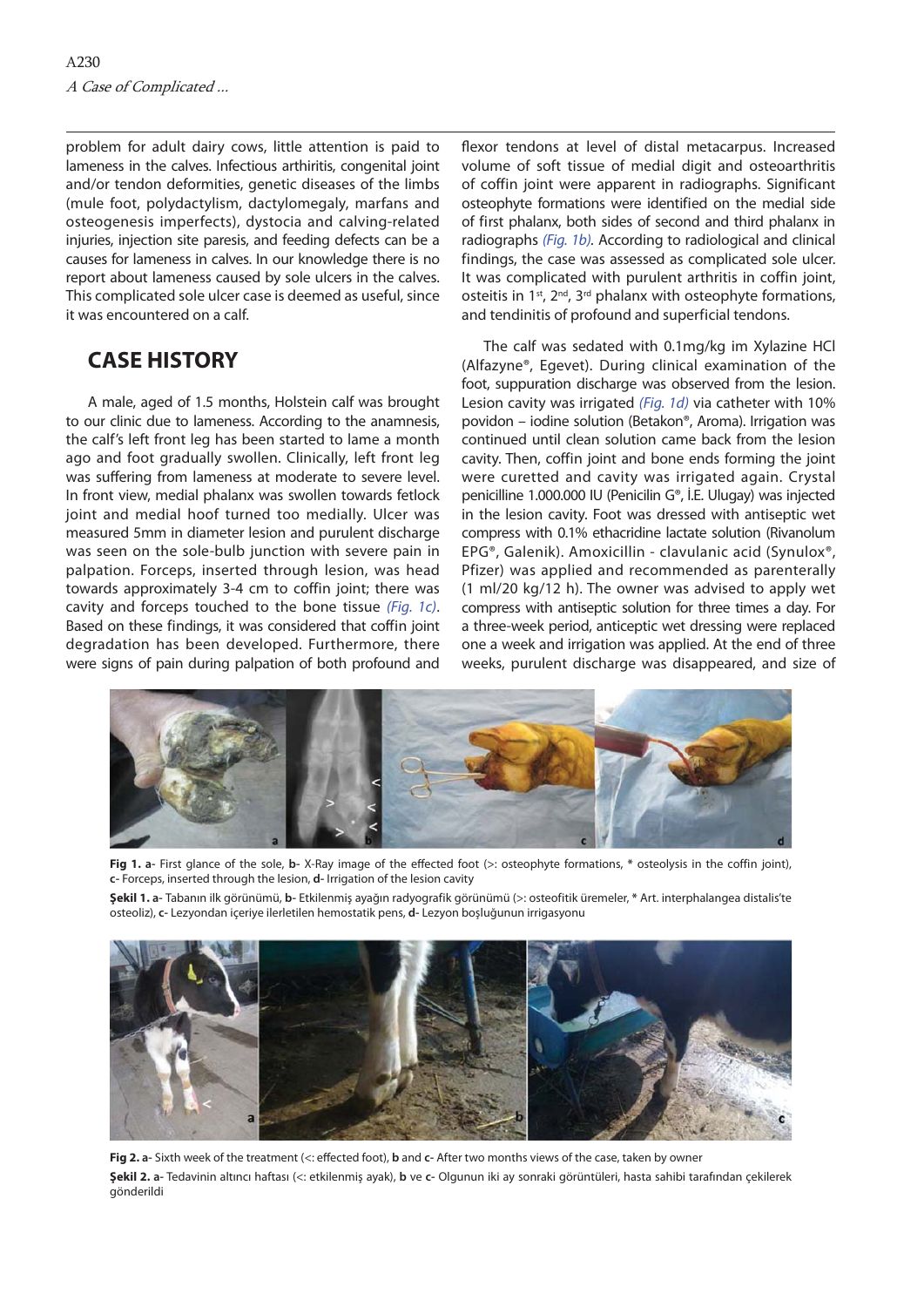problem for adult dairy cows, little attention is paid to lameness in the calves. Infectious arthiritis, congenital joint and/or tendon deformities, genetic diseases of the limbs (mule foot, polydactylism, dactylomegaly, marfans and osteogenesis imperfects), dystocia and calving-related injuries, injection site paresis, and feeding defects can be a causes for lameness in calves. In our knowledge there is no report about lameness caused by sole ulcers in the calves. This complicated sole ulcer case is deemed as useful, since it was encountered on a calf.

## CASE HISTORY

A male, aged of 1.5 months, Holstein calf was brought to our clinic due to lameness. According to the anamnesis, the calf's left front leg has been started to lame a month ago and foot gradually swollen. Clinically, left front leg was suffering from lameness at moderate to severe level. In front view, medial phalanx was swollen towards fetlock joint and medial hoof turned too medially. Ulcer was measured 5mm in diameter lesion and purulent discharge was seen on the sole-bulb junction with severe pain in palpation. Forceps, inserted through lesion, was head towards approximately 3-4 cm to coffin joint; there was cavity and forceps touched to the bone tissue *(Fig. 1c)*. Based on these findings, it was considered that coffin joint degradation has been developed. Furthermore, there were signs of pain during palpation of both profound and flexor tendons at level of distal metacarpus. Increased volume of soft tissue of medial digit and osteoarthritis of coffin joint were apparent in radiographs. Significant osteophyte formations were identified on the medial side of first phalanx, both sides of second and third phalanx in radiographs *(Fig. 1b)*. According to radiological and clinical findings, the case was assessed as complicated sole ulcer. It was complicated with purulent arthritis in coffin joint, osteitis in 1st, 2nd, 3rd phalanx with osteophyte formations, and tendinitis of profound and superficial tendons.

The calf was sedated with 0.1mg/kg im Xylazine HCl (Alfazyne®, Egevet). During clinical examination of the foot, suppuration discharge was observed from the lesion. Lesion cavity was irrigated *(Fig. 1d)* via catheter with 10% povidon – iodine solution (Betakon®, Aroma). Irrigation was continued until clean solution came back from the lesion cavity. Then, coffin joint and bone ends forming the joint were curetted and cavity was irrigated again. Crystal penicilline 1.000.000 IU (Penicilin G®, İ.E. Ulugay) was injected in the lesion cavity. Foot was dressed with antiseptic wet compress with 0.1% ethacridine lactate solution (Rivanolum EPG®, Galenik). Amoxicillin - clavulanic acid (Synulox®, Pfizer) was applied and recommended as parenterally (1 ml/20 kg/12 h). The owner was advised to apply wet compress with antiseptic solution for three times a day. For a three-week period, anticeptic wet dressing were replaced one a week and irrigation was applied. At the end of three weeks, purulent discharge was disappeared, and size of

**Fig 1. a-** First glance of the sole, **b-** X-Ray image of the effected foot (>: osteophyte formations, * osteolysis in the coffin joint), **c-** Forceps, inserted through the lesion, **d-** Irrigation of the lesion cavity

**Şekil 1. a-** Tabanın ilk görünümü, **b-** Etkilenmiş ayağın radyografik görünümü (>: osteofitik üremeler, * Art. interphalangea distalis'te osteoliz), **c-** Lezyondan içeriye ilerletilen hemostatik pens, **d-** Lezyon boşluğunun irrigasyonu

**Fig 2. a-** Sixth week of the treatment (<: effected foot), **b** and **c-** After two months views of the case, taken by owner

**Şekil 2. a-** Tedavinin altıncı haftası (<: etkilenmiş ayak), **b** ve **c-** Olgunun iki ay sonraki görüntüleri, hasta sahibi tarafından çekilerek gönderildi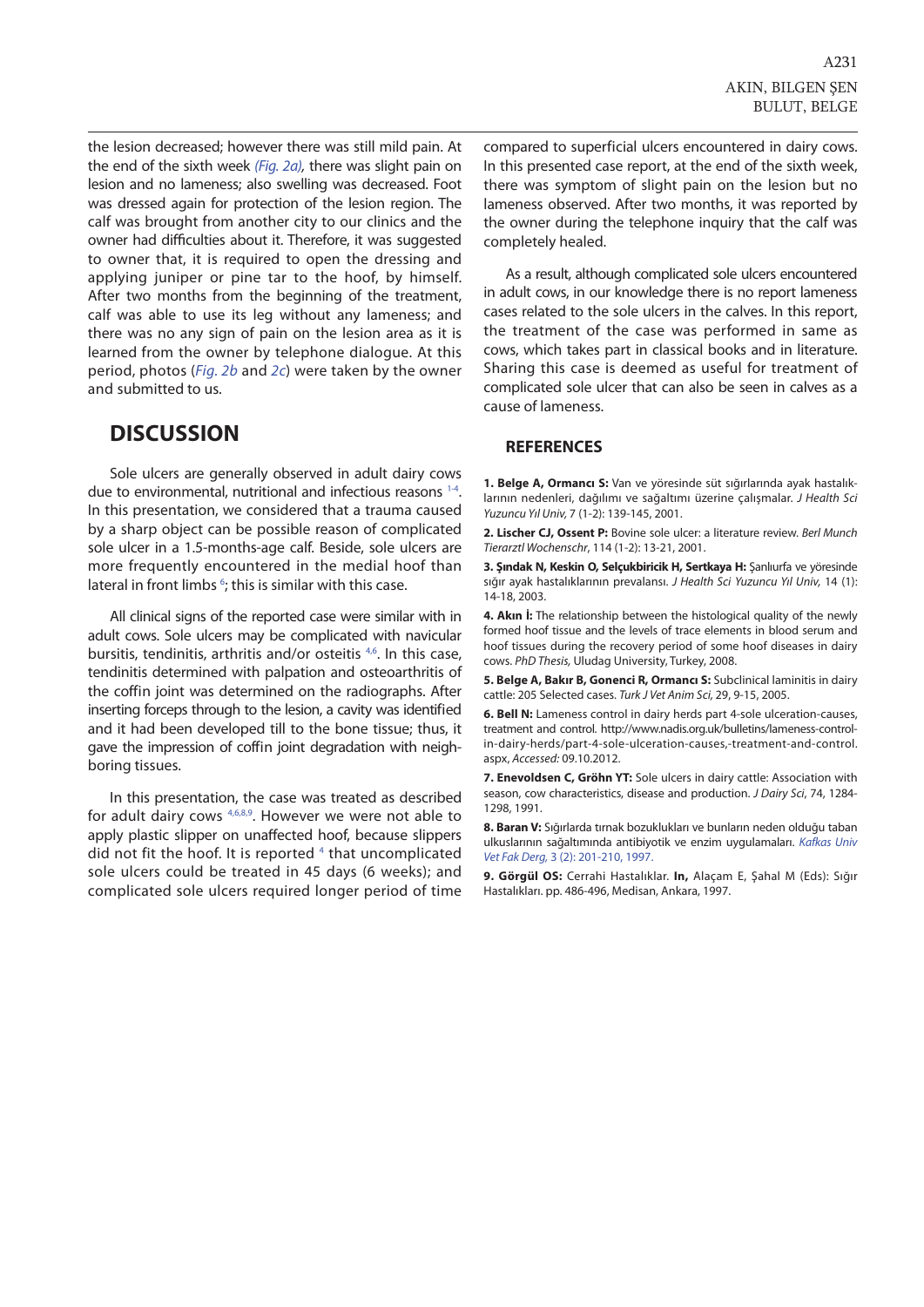the lesion decreased; however there was still mild pain. At the end of the sixth week *(Fig. 2a)*, there was slight pain on lesion and no lameness; also swelling was decreased. Foot was dressed again for protection of the lesion region. The calf was brought from another city to our clinics and the owner had difficulties about it. Therefore, it was suggested to owner that, it is required to open the dressing and applying juniper or pine tar to the hoof, by himself. After two months from the beginning of the treatment, calf was able to use its leg without any lameness; and there was no any sign of pain on the lesion area as it is learned from the owner by telephone dialogue. At this period, photos (*Fig. 2b* and *2c*) were taken by the owner and submitted to us.

## DISCUSSION

Sole ulcers are generally observed in adult dairy cows due to environmental, nutritional and infectious reasons [1-4]. In this presentation, we considered that a trauma caused by a sharp object can be possible reason of complicated sole ulcer in a 1.5-months-age calf. Beside, sole ulcers are more frequently encountered in the medial hoof than lateral in front limbs [6]; this is similar with this case.

All clinical signs of the reported case were similar with in adult cows. Sole ulcers may be complicated with navicular bursitis, tendinitis, arthritis and/or osteitis [4,6]. In this case, tendinitis determined with palpation and osteoarthritis of the coffin joint was determined on the radiographs. After inserting forceps through to the lesion, a cavity was identified and it had been developed till to the bone tissue; thus, it gave the impression of coffin joint degradation with neighboring tissues.

In this presentation, the case was treated as described for adult dairy cows [4,6,8,9]. However we were not able to apply plastic slipper on unaffected hoof, because slippers did not fit the hoof. It is reported [4] that uncomplicated sole ulcers could be treated in 45 days (6 weeks); and complicated sole ulcers required longer period of time compared to superficial ulcers encountered in dairy cows. In this presented case report, at the end of the sixth week, there was symptom of slight pain on the lesion but no lameness observed. After two months, it was reported by the owner during the telephone inquiry that the calf was completely healed.

As a result, although complicated sole ulcers encountered in adult cows, in our knowledge there is no report lameness cases related to the sole ulcers in the calves. In this report, the treatment of the case was performed in same as cows, which takes part in classical books and in literature. Sharing this case is deemed as useful for treatment of complicated sole ulcer that can also be seen in calves as a cause of lameness.

### REFERENCES

**1. Belge A, Ormancı S:** Van ve yöresinde süt sığırlarında ayak hastalıklarının nedenleri, dağılımı ve sağaltımı üzerine çalışmalar. *J Health Sci Yuzuncu Yıl Univ,* 7 (1-2): 139-145, 2001.

**2. Lischer CJ, Ossent P:** Bovine sole ulcer: a literature review. *Berl Munch Tierarztl Wochenschr*, 114 (1-2): 13-21, 2001.

**3. Şındak N, Keskin O, Selçukbiricik H, Sertkaya H:** Şanlıurfa ve yöresinde sığır ayak hastalıklarının prevalansı. *J Health Sci Yuzuncu Yıl Univ,* 14 (1): 14-18, 2003.

**4. Akın İ:** The relationship between the histological quality of the newly formed hoof tissue and the levels of trace elements in blood serum and hoof tissues during the recovery period of some hoof diseases in dairy cows. *PhD Thesis,* Uludag University, Turkey, 2008.

**5. Belge A, Bakır B, Gonenci R, Ormancı S:** Subclinical laminitis in dairy cattle: 205 Selected cases. *Turk J Vet Anim Sci,* 29, 9-15, 2005.

**6. Bell N:** Lameness control in dairy herds part 4-sole ulceration-causes, treatment and control. http://www.nadis.org.uk/bulletins/lameness-control-in-dairy-herds/part-4-sole-ulceration-causes,-treatment-and-control.aspx, *Accessed:* 09.10.2012.

**7. Enevoldsen C, Gröhn YT:** Sole ulcers in dairy cattle: Association with season, cow characteristics, disease and production. *J Dairy Sci*, 74, 1284-1298, 1991.

**8. Baran V:** Sığırlarda tırnak bozuklukları ve bunların neden olduğu taban ulkuslarının sağaltımında antibiyotik ve enzim uygulamaları. *Kafkas Univ Vet Fak Derg,* 3 (2): 201-210, 1997.

**9. Görgül OS:** Cerrahi Hastalıklar. **In,** Alaçam E, Şahal M (Eds): Sığır Hastalıkları. pp. 486-496, Medisan, Ankara, 1997.